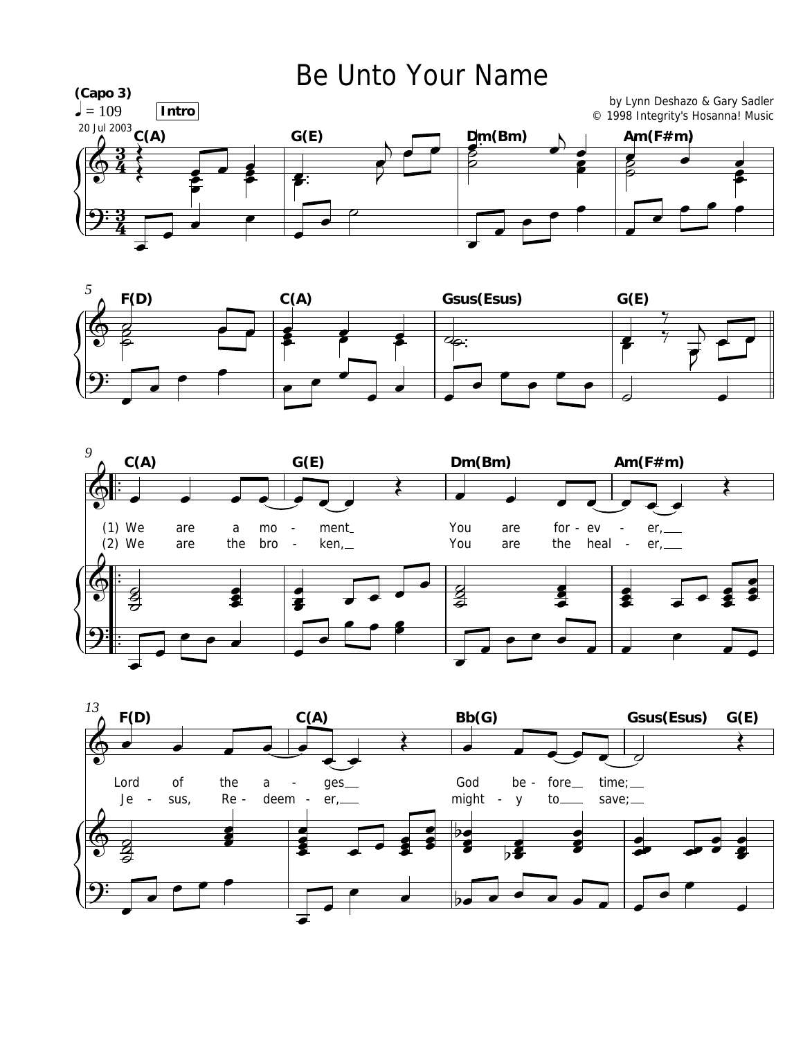# Be Unto Your Name

(Capo 3)

♩ = 109 **Intro**

20 Jul 2003

by Lynn Deshazo & Gary Sadler
© 1998 Integrity's Hosanna! Music

C(A) G(E) Dm(Bm) Am(F#m)

F(D) C(A) Gsus(Esus) G(E)

C(A) G(E) Dm(Bm) Am(F#m)

(1) We are a mo - ment You are for - ev - er,
(2) We are the bro - ken, You are the heal - er,

F(D) C(A) Bb(G) Gsus(Esus) G(E)

Lord of the a - ges God be - fore time;
Je - sus, Re - deem - er, might - y to save;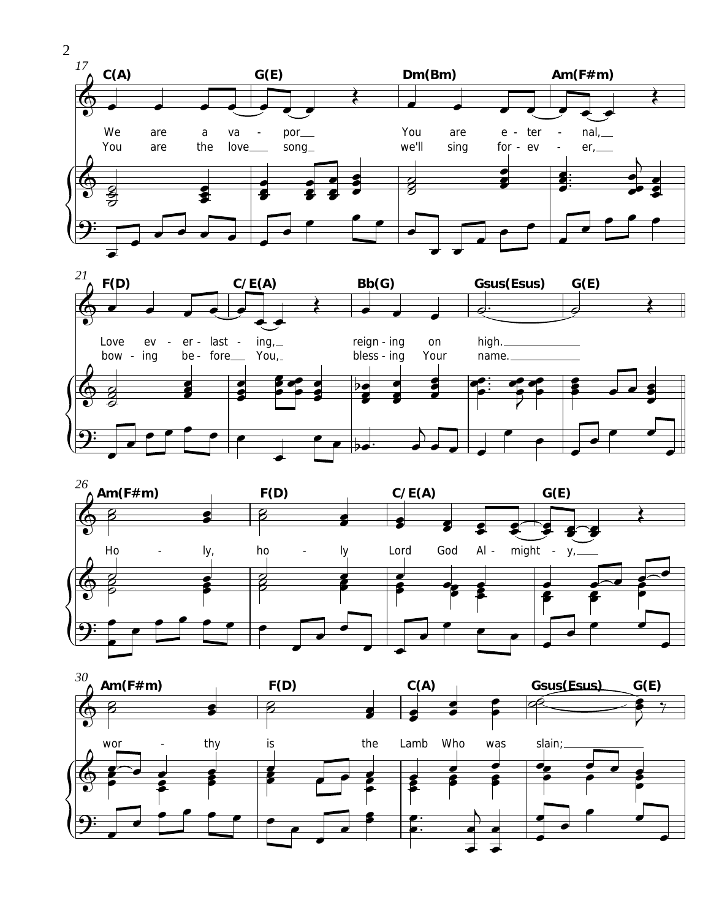**17**

C(A) G(E) Dm(Bm) Am(F#m)

We are a va - por You are e - ter - nal,
You are the love song we'll sing for - ev - er,

**21**

F(D) C/E(A) Bb(G) Gsus(Esus) G(E)

Love ev - er - last - ing, reign - ing on high.
bow - ing be - fore You, bless - ing Your name.

**26**

Am(F#m) F(D) C/E(A) G(E)

Ho - ly, ho - ly Lord God Al - might - y,

**30**

Am(F#m) F(D) C(A) Gsus(Esus) G(E)

wor - thy is the Lamb Who was slain;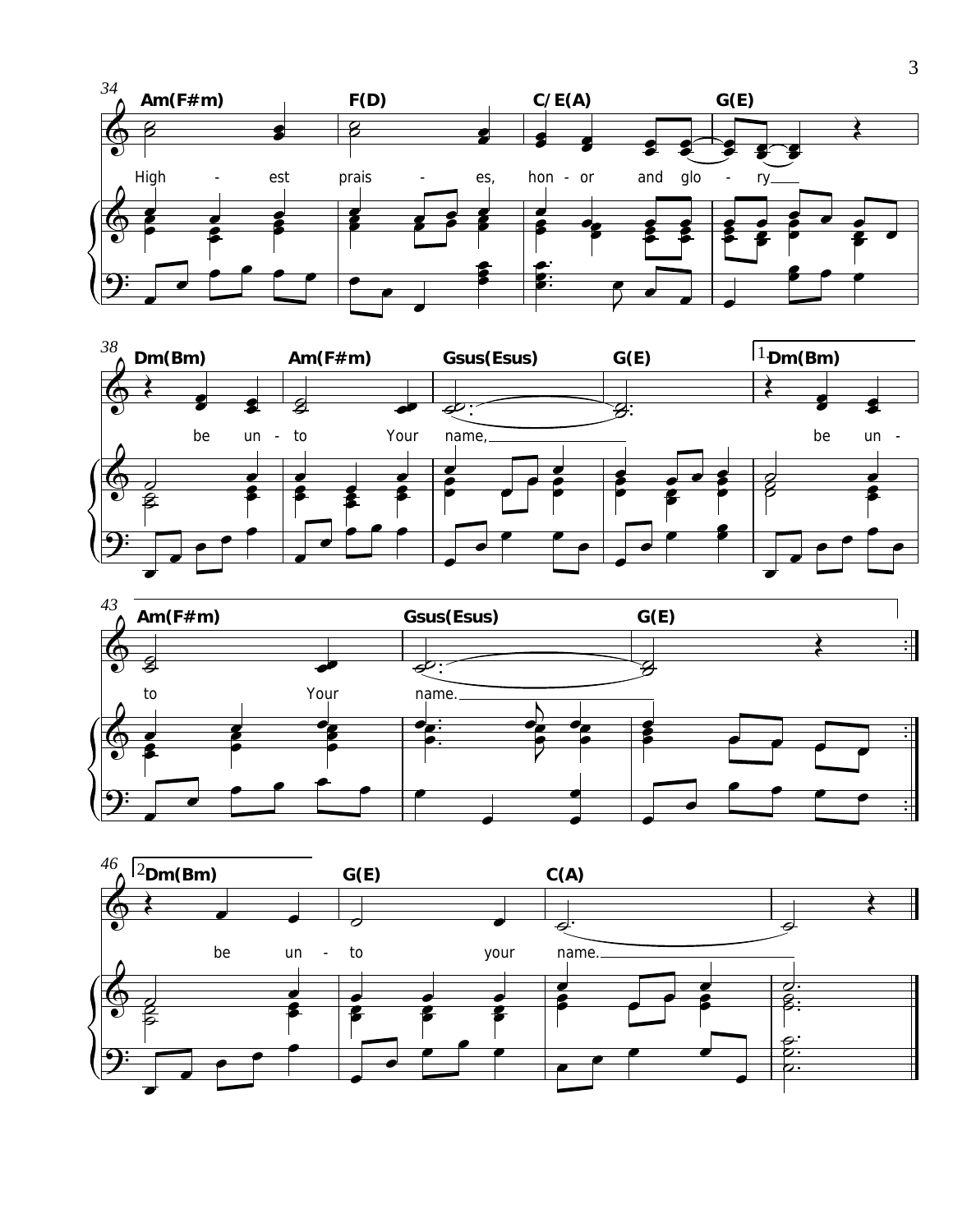34

Am(F#m) F(D) C/E(A) G(E)

High - est prais - es, hon - or and glo - ry

38

Dm(Bm) Am(F#m) Gsus(Esus) G(E) 1 Dm(Bm)

be un - to Your name, be un -

43

Am(F#m) Gsus(Esus) G(E)

to Your name.

46

2 Dm(Bm) G(E) C(A)

be un - to your name.